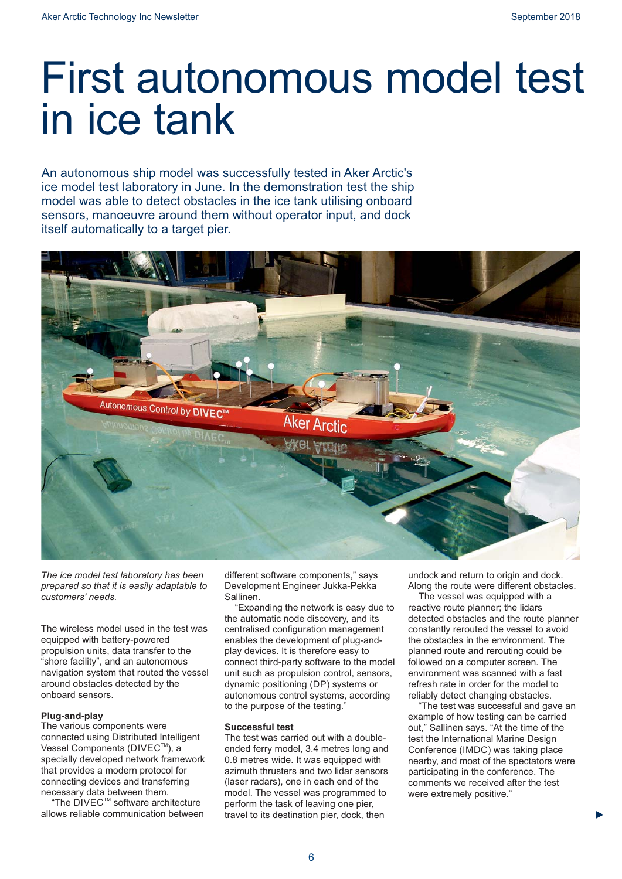# First autonomous model test in ice tank

An autonomous ship model was successfully tested in Aker Arctic's ice model test laboratory in June. In the demonstration test the ship model was able to detect obstacles in the ice tank utilising onboard sensors, manoeuvre around them without operator input, and dock itself automatically to a target pier.

*The ice model test laboratory has been prepared so that it is easily adaptable to customers' needs.*

The wireless model used in the test was equipped with battery-powered propulsion units, data transfer to the "shore facility", and an autonomous navigation system that routed the vessel around obstacles detected by the onboard sensors.

### Plug-and-play

The various components were connected using Distributed Intelligent Vessel Components (DIVEC™), a specially developed network framework that provides a modern protocol for connecting devices and transferring necessary data between them.

"The DIVEC™ software architecture allows reliable communication between different software components," says Development Engineer Jukka-Pekka Sallinen.

"Expanding the network is easy due to the automatic node discovery, and its centralised configuration management enables the development of plug-and-play devices. It is therefore easy to connect third-party software to the model unit such as propulsion control, sensors, dynamic positioning (DP) systems or autonomous control systems, according to the purpose of the testing."

### Successful test

The test was carried out with a double-ended ferry model, 3.4 metres long and 0.8 metres wide. It was equipped with azimuth thrusters and two lidar sensors (laser radars), one in each end of the model. The vessel was programmed to perform the task of leaving one pier, travel to its destination pier, dock, then undock and return to origin and dock. Along the route were different obstacles.

The vessel was equipped with a reactive route planner; the lidars detected obstacles and the route planner constantly rerouted the vessel to avoid the obstacles in the environment. The planned route and rerouting could be followed on a computer screen. The environment was scanned with a fast refresh rate in order for the model to reliably detect changing obstacles.

"The test was successful and gave an example of how testing can be carried out," Sallinen says. "At the time of the test the International Marine Design Conference (IMDC) was taking place nearby, and most of the spectators were participating in the conference. The comments we received after the test were extremely positive."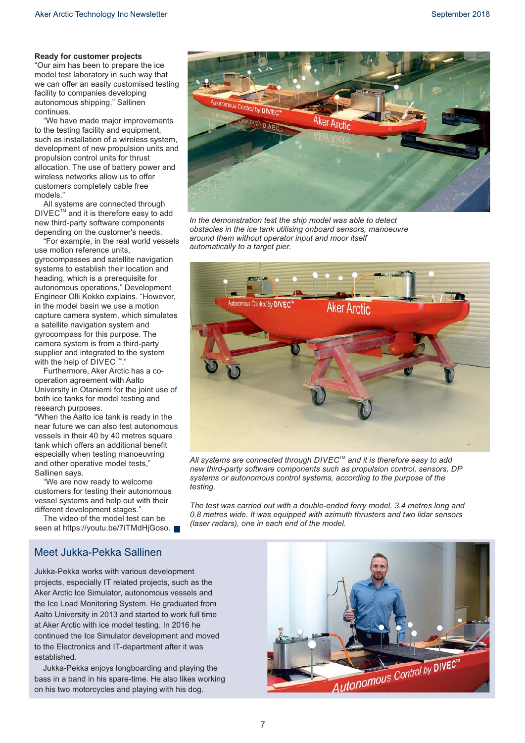**Ready for customer projects**

"Our aim has been to prepare the ice model test laboratory in such way that we can offer an easily customised testing facility to companies developing autonomous shipping," Sallinen continues.

"We have made major improvements to the testing facility and equipment, such as installation of a wireless system, development of new propulsion units and propulsion control units for thrust allocation. The use of battery power and wireless networks allow us to offer customers completely cable free models."

All systems are connected through DIVEC™ and it is therefore easy to add new third-party software components depending on the customer's needs.

"For example, in the real world vessels use motion reference units, gyrocompasses and satellite navigation systems to establish their location and heading, which is a prerequisite for autonomous operations," Development Engineer Olli Kokko explains. "However, in the model basin we use a motion capture camera system, which simulates a satellite navigation system and gyrocompass for this purpose. The camera system is from a third-party supplier and integrated to the system with the help of DIVEC™."

Furthermore, Aker Arctic has a co-operation agreement with Aalto University in Otaniemi for the joint use of both ice tanks for model testing and research purposes.

"When the Aalto ice tank is ready in the near future we can also test autonomous vessels in their 40 by 40 metres square tank which offers an additional benefit especially when testing manoeuvring and other operative model tests," Sallinen says.

"We are now ready to welcome customers for testing their autonomous vessel systems and help out with their different development stages."

The video of the model test can be seen at https://youtu.be/7iTMdHjGoso.

*In the demonstration test the ship model was able to detect obstacles in the ice tank utilising onboard sensors, manoeuvre around them without operator input and moor itself automatically to a target pier.*

*All systems are connected through DIVEC™ and it is therefore easy to add new third-party software components such as propulsion control, sensors, DP systems or autonomous control systems, according to the purpose of the testing.*

*The test was carried out with a double-ended ferry model, 3.4 metres long and 0.8 metres wide. It was equipped with azimuth thrusters and two lidar sensors (laser radars), one in each end of the model.*

## Meet Jukka-Pekka Sallinen

Jukka-Pekka works with various development projects, especially IT related projects, such as the Aker Arctic Ice Simulator, autonomous vessels and the Ice Load Monitoring System. He graduated from Aalto University in 2013 and started to work full time at Aker Arctic with ice model testing. In 2016 he continued the Ice Simulator development and moved to the Electronics and IT-department after it was established.

Jukka-Pekka enjoys longboarding and playing the bass in a band in his spare-time. He also likes working on his two motorcycles and playing with his dog.